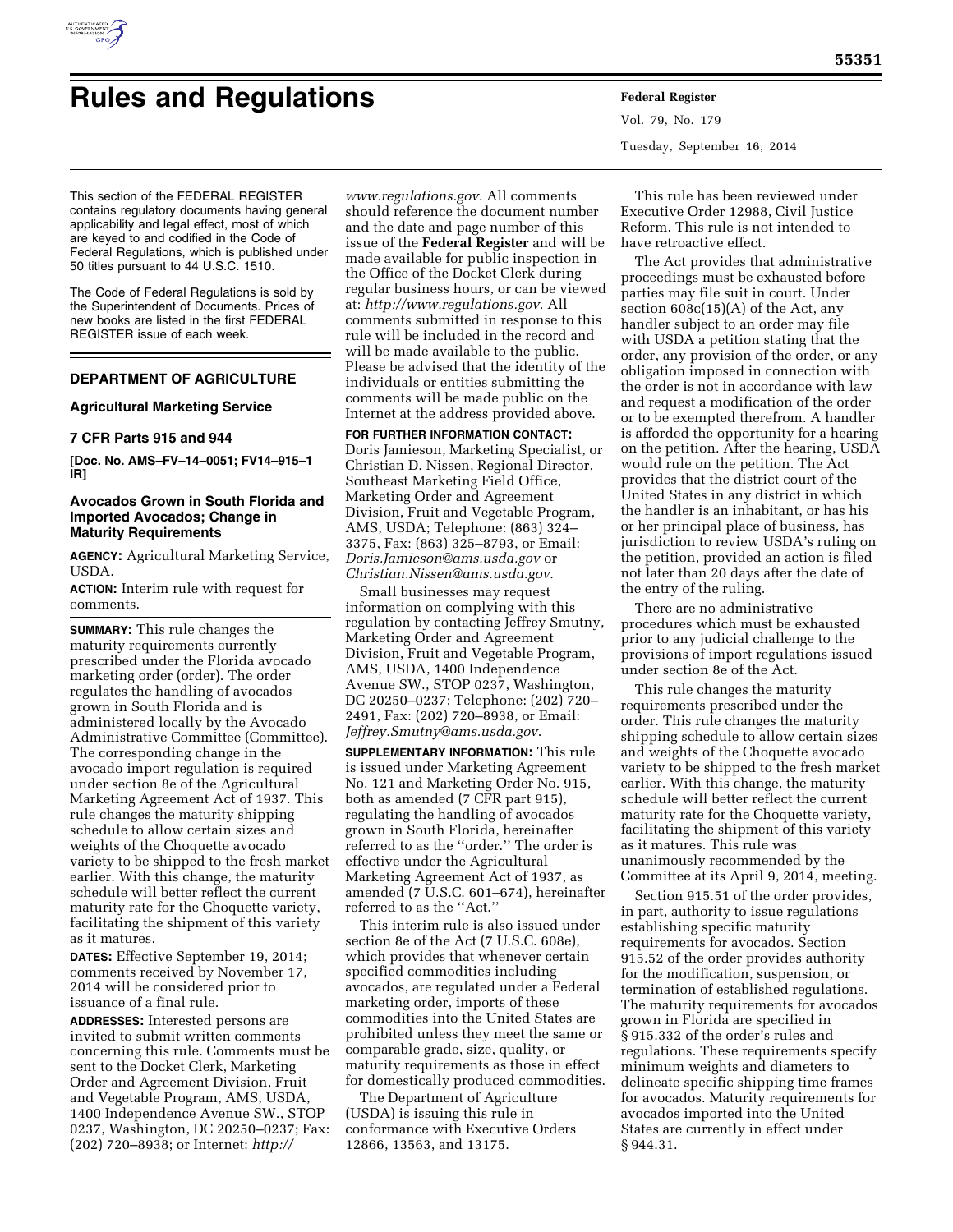# Rules and Regulations

This section of the FEDERAL REGISTER contains regulatory documents having general applicability and legal effect, most of which are keyed to and codified in the Code of Federal Regulations, which is published under 50 titles pursuant to 44 U.S.C. 1510.

The Code of Federal Regulations is sold by the Superintendent of Documents. Prices of new books are listed in the first FEDERAL REGISTER issue of each week.

## DEPARTMENT OF AGRICULTURE

### Agricultural Marketing Service

### 7 CFR Parts 915 and 944

**[Doc. No. AMS–FV–14–0051; FV14–915–1 IR]**

### Avocados Grown in South Florida and Imported Avocados; Change in Maturity Requirements

**AGENCY:** Agricultural Marketing Service, USDA.

**ACTION:** Interim rule with request for comments.

**SUMMARY:** This rule changes the maturity requirements currently prescribed under the Florida avocado marketing order (order). The order regulates the handling of avocados grown in South Florida and is administered locally by the Avocado Administrative Committee (Committee). The corresponding change in the avocado import regulation is required under section 8e of the Agricultural Marketing Agreement Act of 1937. This rule changes the maturity shipping schedule to allow certain sizes and weights of the Choquette avocado variety to be shipped to the fresh market earlier. With this change, the maturity schedule will better reflect the current maturity rate for the Choquette variety, facilitating the shipment of this variety as it matures.

**DATES:** Effective September 19, 2014; comments received by November 17, 2014 will be considered prior to issuance of a final rule.

**ADDRESSES:** Interested persons are invited to submit written comments concerning this rule. Comments must be sent to the Docket Clerk, Marketing Order and Agreement Division, Fruit and Vegetable Program, AMS, USDA, 1400 Independence Avenue SW., STOP 0237, Washington, DC 20250–0237; Fax: (202) 720–8938; or Internet: *http://www.regulations.gov*. All comments should reference the document number and the date and page number of this issue of the **Federal Register** and will be made available for public inspection in the Office of the Docket Clerk during regular business hours, or can be viewed at: *http://www.regulations.gov*. All comments submitted in response to this rule will be included in the record and will be made available to the public. Please be advised that the identity of the individuals or entities submitting the comments will be made public on the Internet at the address provided above.

**FOR FURTHER INFORMATION CONTACT:** Doris Jamieson, Marketing Specialist, or Christian D. Nissen, Regional Director, Southeast Marketing Field Office, Marketing Order and Agreement Division, Fruit and Vegetable Program, AMS, USDA; Telephone: (863) 324–3375, Fax: (863) 325–8793, or Email: *Doris.Jamieson@ams.usda.gov* or *Christian.Nissen@ams.usda.gov*.

Small businesses may request information on complying with this regulation by contacting Jeffrey Smutny, Marketing Order and Agreement Division, Fruit and Vegetable Program, AMS, USDA, 1400 Independence Avenue SW., STOP 0237, Washington, DC 20250–0237; Telephone: (202) 720–2491, Fax: (202) 720–8938, or Email: *Jeffrey.Smutny@ams.usda.gov*.

**SUPPLEMENTARY INFORMATION:** This rule is issued under Marketing Agreement No. 121 and Marketing Order No. 915, both as amended (7 CFR part 915), regulating the handling of avocados grown in South Florida, hereinafter referred to as the ''order.'' The order is effective under the Agricultural Marketing Agreement Act of 1937, as amended (7 U.S.C. 601–674), hereinafter referred to as the ''Act.''

This interim rule is also issued under section 8e of the Act (7 U.S.C. 608e), which provides that whenever certain specified commodities including avocados, are regulated under a Federal marketing order, imports of these commodities into the United States are prohibited unless they meet the same or comparable grade, size, quality, or maturity requirements as those in effect for domestically produced commodities.

The Department of Agriculture (USDA) is issuing this rule in conformance with Executive Orders 12866, 13563, and 13175.

This rule has been reviewed under Executive Order 12988, Civil Justice Reform. This rule is not intended to have retroactive effect.

The Act provides that administrative proceedings must be exhausted before parties may file suit in court. Under section 608c(15)(A) of the Act, any handler subject to an order may file with USDA a petition stating that the order, any provision of the order, or any obligation imposed in connection with the order is not in accordance with law and request a modification of the order or to be exempted therefrom. A handler is afforded the opportunity for a hearing on the petition. After the hearing, USDA would rule on the petition. The Act provides that the district court of the United States in any district in which the handler is an inhabitant, or has his or her principal place of business, has jurisdiction to review USDA's ruling on the petition, provided an action is filed not later than 20 days after the date of the entry of the ruling.

There are no administrative procedures which must be exhausted prior to any judicial challenge to the provisions of import regulations issued under section 8e of the Act.

This rule changes the maturity requirements prescribed under the order. This rule changes the maturity shipping schedule to allow certain sizes and weights of the Choquette avocado variety to be shipped to the fresh market earlier. With this change, the maturity schedule will better reflect the current maturity rate for the Choquette variety, facilitating the shipment of this variety as it matures. This rule was unanimously recommended by the Committee at its April 9, 2014, meeting.

Section 915.51 of the order provides, in part, authority to issue regulations establishing specific maturity requirements for avocados. Section 915.52 of the order provides authority for the modification, suspension, or termination of established regulations. The maturity requirements for avocados grown in Florida are specified in § 915.332 of the order's rules and regulations. These requirements specify minimum weights and diameters to delineate specific shipping time frames for avocados. Maturity requirements for avocados imported into the United States are currently in effect under § 944.31.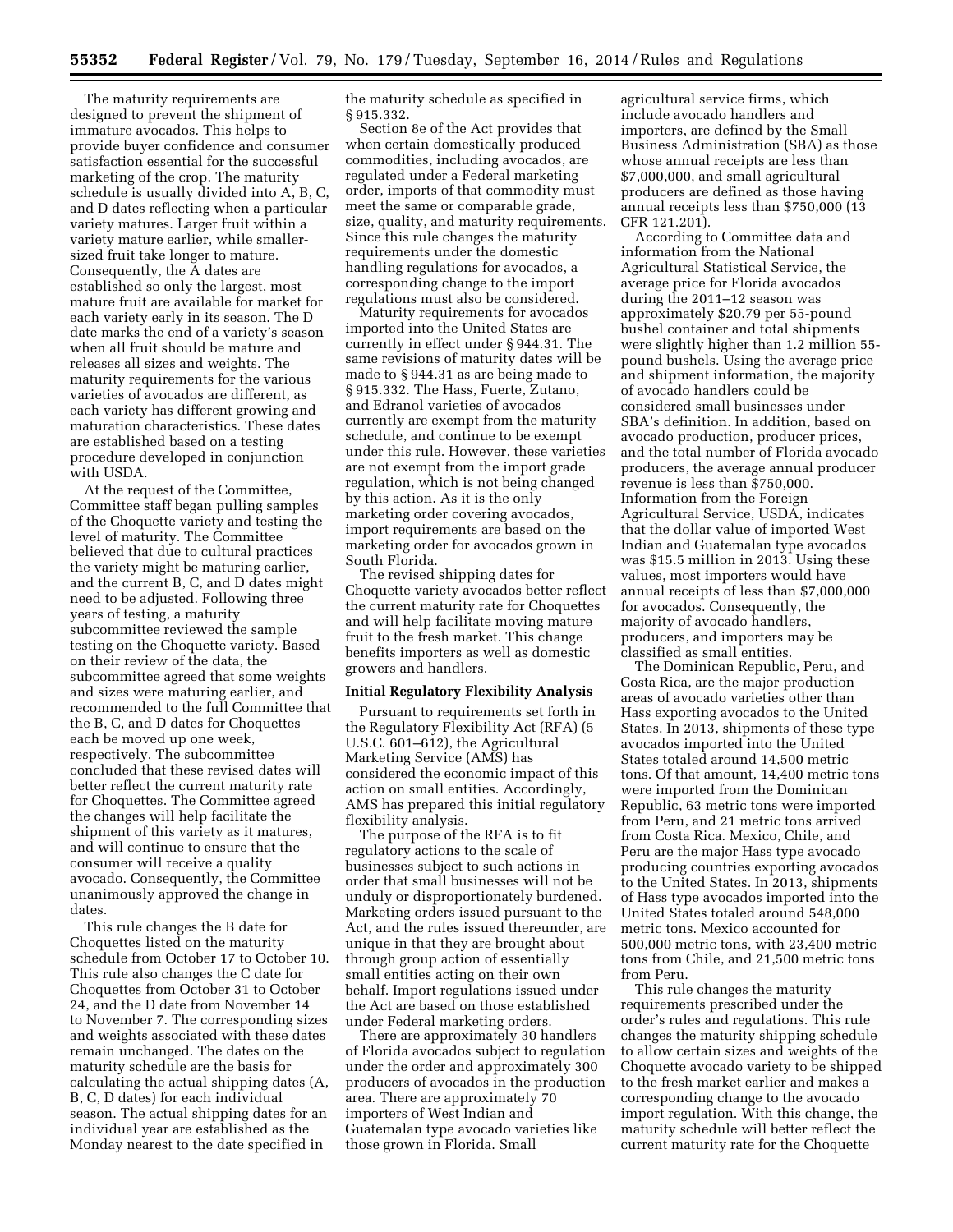The maturity requirements are designed to prevent the shipment of immature avocados. This helps to provide buyer confidence and consumer satisfaction essential for the successful marketing of the crop. The maturity schedule is usually divided into A, B, C, and D dates reflecting when a particular variety matures. Larger fruit within a variety mature earlier, while smaller-sized fruit take longer to mature. Consequently, the A dates are established so only the largest, most mature fruit are available for market for each variety early in its season. The D date marks the end of a variety's season when all fruit should be mature and releases all sizes and weights. The maturity requirements for the various varieties of avocados are different, as each variety has different growing and maturation characteristics. These dates are established based on a testing procedure developed in conjunction with USDA.

At the request of the Committee, Committee staff began pulling samples of the Choquette variety and testing the level of maturity. The Committee believed that due to cultural practices the variety might be maturing earlier, and the current B, C, and D dates might need to be adjusted. Following three years of testing, a maturity subcommittee reviewed the sample testing on the Choquette variety. Based on their review of the data, the subcommittee agreed that some weights and sizes were maturing earlier, and recommended to the full Committee that the B, C, and D dates for Choquettes each be moved up one week, respectively. The subcommittee concluded that these revised dates will better reflect the current maturity rate for Choquettes. The Committee agreed the changes will help facilitate the shipment of this variety as it matures, and will continue to ensure that the consumer will receive a quality avocado. Consequently, the Committee unanimously approved the change in dates.

This rule changes the B date for Choquettes listed on the maturity schedule from October 17 to October 10. This rule also changes the C date for Choquettes from October 31 to October 24, and the D date from November 14 to November 7. The corresponding sizes and weights associated with these dates remain unchanged. The dates on the maturity schedule are the basis for calculating the actual shipping dates (A, B, C, D dates) for each individual season. The actual shipping dates for an individual year are established as the Monday nearest to the date specified in the maturity schedule as specified in § 915.332.

Section 8e of the Act provides that when certain domestically produced commodities, including avocados, are regulated under a Federal marketing order, imports of that commodity must meet the same or comparable grade, size, quality, and maturity requirements. Since this rule changes the maturity requirements under the domestic handling regulations for avocados, a corresponding change to the import regulations must also be considered.

Maturity requirements for avocados imported into the United States are currently in effect under § 944.31. The same revisions of maturity dates will be made to § 944.31 as are being made to § 915.332. The Hass, Fuerte, Zutano, and Edranol varieties of avocados currently are exempt from the maturity schedule, and continue to be exempt under this rule. However, these varieties are not exempt from the import grade regulation, which is not being changed by this action. As it is the only marketing order covering avocados, import requirements are based on the marketing order for avocados grown in South Florida.

The revised shipping dates for Choquette variety avocados better reflect the current maturity rate for Choquettes and will help facilitate moving mature fruit to the fresh market. This change benefits importers as well as domestic growers and handlers.

**Initial Regulatory Flexibility Analysis**

Pursuant to requirements set forth in the Regulatory Flexibility Act (RFA) (5 U.S.C. 601–612), the Agricultural Marketing Service (AMS) has considered the economic impact of this action on small entities. Accordingly, AMS has prepared this initial regulatory flexibility analysis.

The purpose of the RFA is to fit regulatory actions to the scale of businesses subject to such actions in order that small businesses will not be unduly or disproportionately burdened. Marketing orders issued pursuant to the Act, and the rules issued thereunder, are unique in that they are brought about through group action of essentially small entities acting on their own behalf. Import regulations issued under the Act are based on those established under Federal marketing orders.

There are approximately 30 handlers of Florida avocados subject to regulation under the order and approximately 300 producers of avocados in the production area. There are approximately 70 importers of West Indian and Guatemalan type avocado varieties like those grown in Florida. Small agricultural service firms, which include avocado handlers and importers, are defined by the Small Business Administration (SBA) as those whose annual receipts are less than $7,000,000, and small agricultural producers are defined as those having annual receipts less than $750,000 (13 CFR 121.201).

According to Committee data and information from the National Agricultural Statistical Service, the average price for Florida avocados during the 2011–12 season was approximately $20.79 per 55-pound bushel container and total shipments were slightly higher than 1.2 million 55-pound bushels. Using the average price and shipment information, the majority of avocado handlers could be considered small businesses under SBA's definition. In addition, based on avocado production, producer prices, and the total number of Florida avocado producers, the average annual producer revenue is less than $750,000. Information from the Foreign Agricultural Service, USDA, indicates that the dollar value of imported West Indian and Guatemalan type avocados was $15.5 million in 2013. Using these values, most importers would have annual receipts of less than $7,000,000 for avocados. Consequently, the majority of avocado handlers, producers, and importers may be classified as small entities.

The Dominican Republic, Peru, and Costa Rica, are the major production areas of avocado varieties other than Hass exporting avocados to the United States. In 2013, shipments of these type avocados imported into the United States totaled around 14,500 metric tons. Of that amount, 14,400 metric tons were imported from the Dominican Republic, 63 metric tons were imported from Peru, and 21 metric tons arrived from Costa Rica. Mexico, Chile, and Peru are the major Hass type avocado producing countries exporting avocados to the United States. In 2013, shipments of Hass type avocados imported into the United States totaled around 548,000 metric tons. Mexico accounted for 500,000 metric tons, with 23,400 metric tons from Chile, and 21,500 metric tons from Peru.

This rule changes the maturity requirements prescribed under the order's rules and regulations. This rule changes the maturity shipping schedule to allow certain sizes and weights of the Choquette avocado variety to be shipped to the fresh market earlier and makes a corresponding change to the avocado import regulation. With this change, the maturity schedule will better reflect the current maturity rate for the Choquette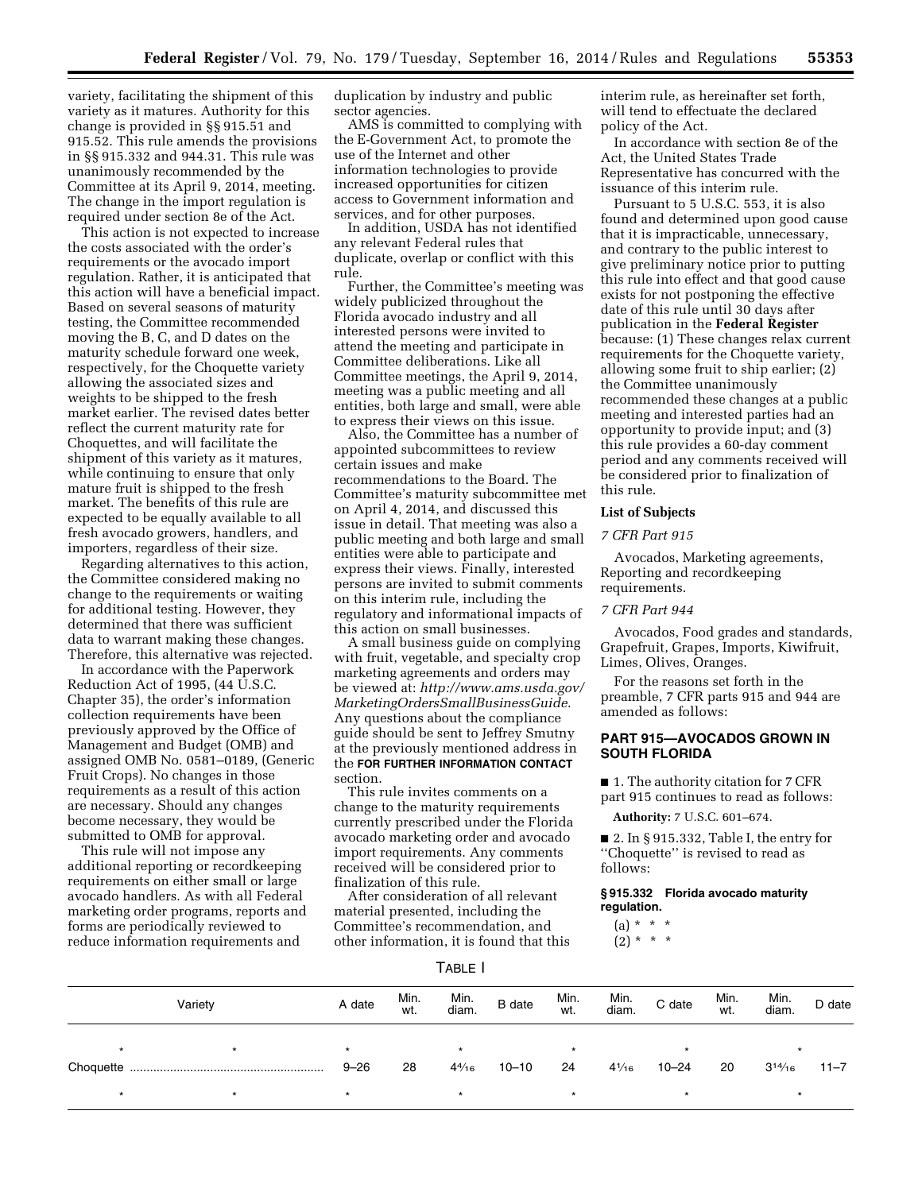variety, facilitating the shipment of this variety as it matures. Authority for this change is provided in §§ 915.51 and 915.52. This rule amends the provisions in §§ 915.332 and 944.31. This rule was unanimously recommended by the Committee at its April 9, 2014, meeting. The change in the import regulation is required under section 8e of the Act.

This action is not expected to increase the costs associated with the order's requirements or the avocado import regulation. Rather, it is anticipated that this action will have a beneficial impact. Based on several seasons of maturity testing, the Committee recommended moving the B, C, and D dates on the maturity schedule forward one week, respectively, for the Choquette variety allowing the associated sizes and weights to be shipped to the fresh market earlier. The revised dates better reflect the current maturity rate for Choquettes, and will facilitate the shipment of this variety as it matures, while continuing to ensure that only mature fruit is shipped to the fresh market. The benefits of this rule are expected to be equally available to all fresh avocado growers, handlers, and importers, regardless of their size.

Regarding alternatives to this action, the Committee considered making no change to the requirements or waiting for additional testing. However, they determined that there was sufficient data to warrant making these changes. Therefore, this alternative was rejected.

In accordance with the Paperwork Reduction Act of 1995, (44 U.S.C. Chapter 35), the order's information collection requirements have been previously approved by the Office of Management and Budget (OMB) and assigned OMB No. 0581–0189, (Generic Fruit Crops). No changes in those requirements as a result of this action are necessary. Should any changes become necessary, they would be submitted to OMB for approval.

This rule will not impose any additional reporting or recordkeeping requirements on either small or large avocado handlers. As with all Federal marketing order programs, reports and forms are periodically reviewed to reduce information requirements and duplication by industry and public sector agencies.

AMS is committed to complying with the E-Government Act, to promote the use of the Internet and other information technologies to provide increased opportunities for citizen access to Government information and services, and for other purposes.

In addition, USDA has not identified any relevant Federal rules that duplicate, overlap or conflict with this rule.

Further, the Committee's meeting was widely publicized throughout the Florida avocado industry and all interested persons were invited to attend the meeting and participate in Committee deliberations. Like all Committee meetings, the April 9, 2014, meeting was a public meeting and all entities, both large and small, were able to express their views on this issue.

Also, the Committee has a number of appointed subcommittees to review certain issues and make recommendations to the Board. The Committee's maturity subcommittee met on April 4, 2014, and discussed this issue in detail. That meeting was also a public meeting and both large and small entities were able to participate and express their views. Finally, interested persons are invited to submit comments on this interim rule, including the regulatory and informational impacts of this action on small businesses.

A small business guide on complying with fruit, vegetable, and specialty crop marketing agreements and orders may be viewed at: *http://www.ams.usda.gov/MarketingOrdersSmallBusinessGuide*. Any questions about the compliance guide should be sent to Jeffrey Smutny at the previously mentioned address in the **FOR FURTHER INFORMATION CONTACT** section.

This rule invites comments on a change to the maturity requirements currently prescribed under the Florida avocado marketing order and avocado import requirements. Any comments received will be considered prior to finalization of this rule.

After consideration of all relevant material presented, including the Committee's recommendation, and other information, it is found that this interim rule, as hereinafter set forth, will tend to effectuate the declared policy of the Act.

In accordance with section 8e of the Act, the United States Trade Representative has concurred with the issuance of this interim rule.

Pursuant to 5 U.S.C. 553, it is also found and determined upon good cause that it is impracticable, unnecessary, and contrary to the public interest to give preliminary notice prior to putting this rule into effect and that good cause exists for not postponing the effective date of this rule until 30 days after publication in the **Federal Register** because: (1) These changes relax current requirements for the Choquette variety, allowing some fruit to ship earlier; (2) the Committee unanimously recommended these changes at a public meeting and interested parties had an opportunity to provide input; and (3) this rule provides a 60-day comment period and any comments received will be considered prior to finalization of this rule.

### List of Subjects

*7 CFR Part 915*

Avocados, Marketing agreements, Reporting and recordkeeping requirements.

*7 CFR Part 944*

Avocados, Food grades and standards, Grapefruit, Grapes, Imports, Kiwifruit, Limes, Olives, Oranges.

For the reasons set forth in the preamble, 7 CFR parts 915 and 944 are amended as follows:

## PART 915—AVOCADOS GROWN IN SOUTH FLORIDA

■ 1. The authority citation for 7 CFR part 915 continues to read as follows:

**Authority:** 7 U.S.C. 601–674.

■ 2. In § 915.332, Table I, the entry for "Choquette" is revised to read as follows:

**§ 915.332 Florida avocado maturity regulation.**

(a) * * *

(2) * * *

TABLE I

| Variety | A date | Min. wt. | Min. diam. | B date | Min. wt. | Min. diam. | C date | Min. wt. | Min. diam. | D date |
|---|---|---|---|---|---|---|---|---|---|---|
| * * | * | | * | | * | | * | | * | |
| Choquette | 9–26 | 28 | 4 4/16 | 10–10 | 24 | 4 1/16 | 10–24 | 20 | 3 14/16 | 11–7 |
| * * | * | | * | | * | | * | | * | |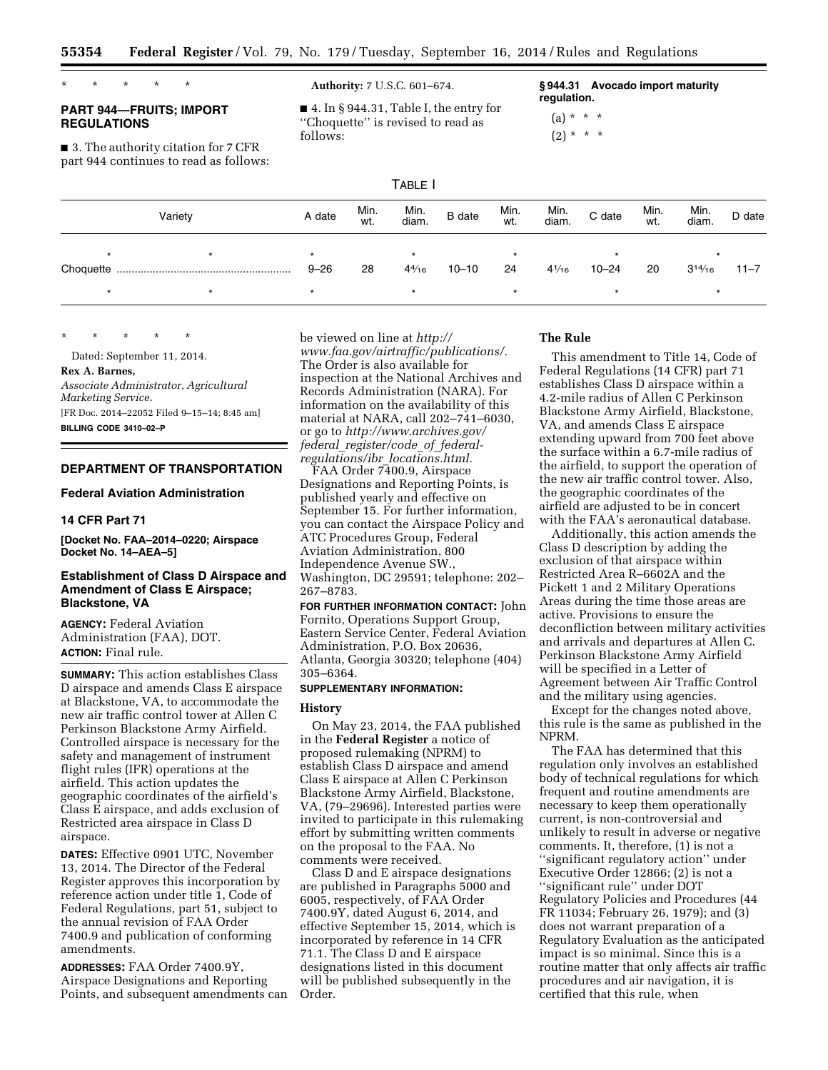\* \* \* \* \*

## PART 944—FRUITS; IMPORT REGULATIONS

■ 3. The authority citation for 7 CFR part 944 continues to read as follows:

**Authority:** 7 U.S.C. 601–674.

■ 4. In § 944.31, Table I, the entry for ''Choquette'' is revised to read as follows:

**§ 944.31 Avocado import maturity regulation.**

(a) \* \* \*

(2) \* \* \*

TABLE I

| Variety | A date | Min. wt. | Min. diam. | B date | Min. wt. | Min. diam. | C date | Min. wt. | Min. diam. | D date |
|---|---|---|---|---|---|---|---|---|---|---|
| \* \* | \* | | \* | | \* | | \* | | \* | |
| Choquette | 9–26 | 28 | 4$^{4}/_{16}$ | 10–10 | 24 | 4$^{1}/_{16}$ | 10–24 | 20 | 3$^{14}/_{16}$ | 11–7 |
| \* \* | \* | | \* | | \* | | \* | | \* | |

\* \* \* \* \*

Dated: September 11, 2014.

**Rex A. Barnes,**

*Associate Administrator, Agricultural Marketing Service.*

[FR Doc. 2014–22052 Filed 9–15–14; 8:45 am]

**BILLING CODE 3410–02–P**

## DEPARTMENT OF TRANSPORTATION

### Federal Aviation Administration

### 14 CFR Part 71

**[Docket No. FAA–2014–0220; Airspace Docket No. 14–AEA–5]**

### Establishment of Class D Airspace and Amendment of Class E Airspace; Blackstone, VA

**AGENCY:** Federal Aviation Administration (FAA), DOT.

**ACTION:** Final rule.

**SUMMARY:** This action establishes Class D airspace and amends Class E airspace at Blackstone, VA, to accommodate the new air traffic control tower at Allen C Perkinson Blackstone Army Airfield. Controlled airspace is necessary for the safety and management of instrument flight rules (IFR) operations at the airfield. This action updates the geographic coordinates of the airfield's Class E airspace, and adds exclusion of Restricted area airspace in Class D airspace.

**DATES:** Effective 0901 UTC, November 13, 2014. The Director of the Federal Register approves this incorporation by reference action under title 1, Code of Federal Regulations, part 51, subject to the annual revision of FAA Order 7400.9 and publication of conforming amendments.

**ADDRESSES:** FAA Order 7400.9Y, Airspace Designations and Reporting Points, and subsequent amendments can be viewed on line at *http://www.faa.gov/airtraffic/publications/.* The Order is also available for inspection at the National Archives and Records Administration (NARA). For information on the availability of this material at NARA, call 202–741–6030, or go to *http://www.archives.gov/federal_register/code_of_federal-regulations/ibr_locations.html.*

FAA Order 7400.9, Airspace Designations and Reporting Points, is published yearly and effective on September 15. For further information, you can contact the Airspace Policy and ATC Procedures Group, Federal Aviation Administration, 800 Independence Avenue SW., Washington, DC 29591; telephone: 202–267–8783.

**FOR FURTHER INFORMATION CONTACT:** John Fornito, Operations Support Group, Eastern Service Center, Federal Aviation Administration, P.O. Box 20636, Atlanta, Georgia 30320; telephone (404) 305–6364.

**SUPPLEMENTARY INFORMATION:**

### History

On May 23, 2014, the FAA published in the **Federal Register** a notice of proposed rulemaking (NPRM) to establish Class D airspace and amend Class E airspace at Allen C Perkinson Blackstone Army Airfield, Blackstone, VA, (79–29696). Interested parties were invited to participate in this rulemaking effort by submitting written comments on the proposal to the FAA. No comments were received.

Class D and E airspace designations are published in Paragraphs 5000 and 6005, respectively, of FAA Order 7400.9Y, dated August 6, 2014, and effective September 15, 2014, which is incorporated by reference in 14 CFR 71.1. The Class D and E airspace designations listed in this document will be published subsequently in the Order.

### The Rule

This amendment to Title 14, Code of Federal Regulations (14 CFR) part 71 establishes Class D airspace within a 4.2-mile radius of Allen C Perkinson Blackstone Army Airfield, Blackstone, VA, and amends Class E airspace extending upward from 700 feet above the surface within a 6.7-mile radius of the airfield, to support the operation of the new air traffic control tower. Also, the geographic coordinates of the airfield are adjusted to be in concert with the FAA's aeronautical database.

Additionally, this action amends the Class D description by adding the exclusion of that airspace within Restricted Area R–6602A and the Pickett 1 and 2 Military Operations Areas during the time those areas are active. Provisions to ensure the deconfliction between military activities and arrivals and departures at Allen C. Perkinson Blackstone Army Airfield will be specified in a Letter of Agreement between Air Traffic Control and the military using agencies.

Except for the changes noted above, this rule is the same as published in the NPRM.

The FAA has determined that this regulation only involves an established body of technical regulations for which frequent and routine amendments are necessary to keep them operationally current, is non-controversial and unlikely to result in adverse or negative comments. It, therefore, (1) is not a ''significant regulatory action'' under Executive Order 12866; (2) is not a ''significant rule'' under DOT Regulatory Policies and Procedures (44 FR 11034; February 26, 1979); and (3) does not warrant preparation of a Regulatory Evaluation as the anticipated impact is so minimal. Since this is a routine matter that only affects air traffic procedures and air navigation, it is certified that this rule, when